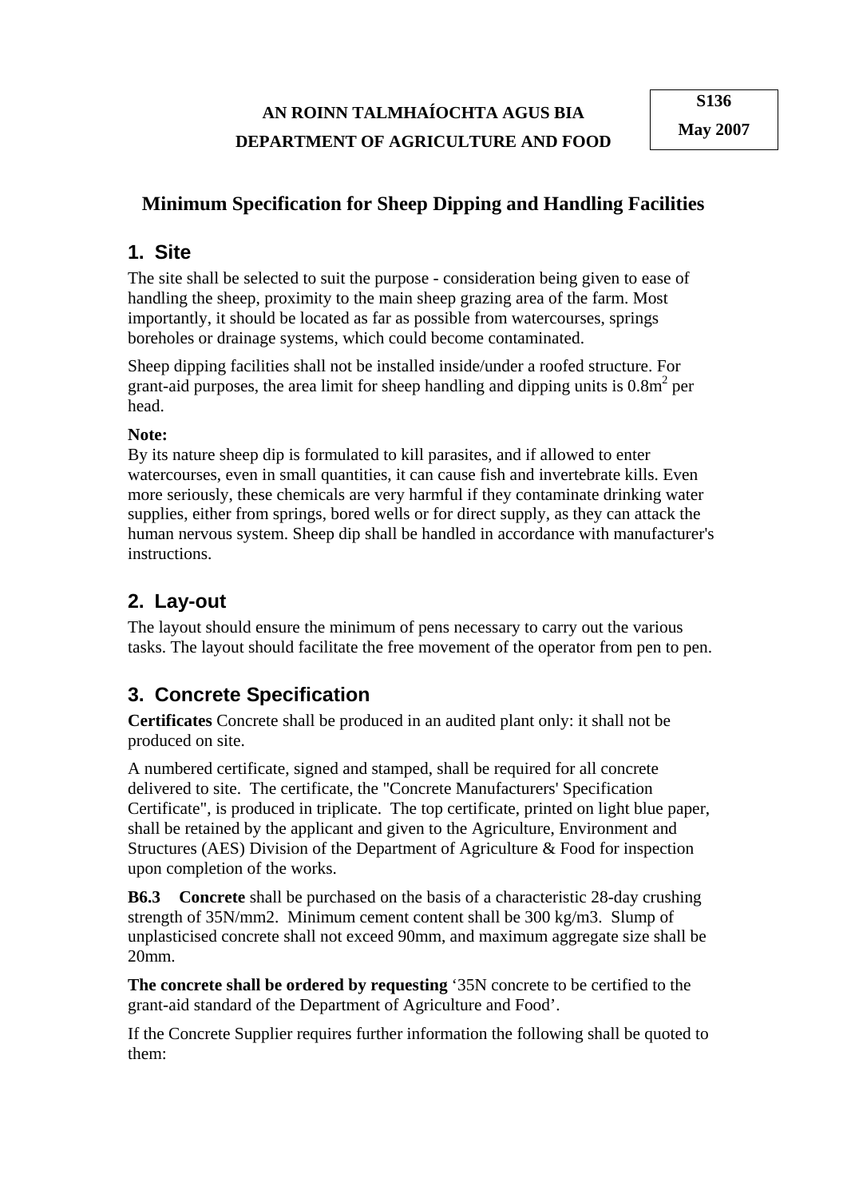**AN ROINN TALMHAÍOCHTA AGUS BIA**

**DEPARTMENT OF AGRICULTURE AND FOOD**

**S136**
**May 2007**

# Minimum Specification for Sheep Dipping and Handling Facilities

## 1. Site

The site shall be selected to suit the purpose - consideration being given to ease of handling the sheep, proximity to the main sheep grazing area of the farm. Most importantly, it should be located as far as possible from watercourses, springs boreholes or drainage systems, which could become contaminated.

Sheep dipping facilities shall not be installed inside/under a roofed structure. For grant-aid purposes, the area limit for sheep handling and dipping units is $0.8m^2$ per head.

**Note:**
By its nature sheep dip is formulated to kill parasites, and if allowed to enter watercourses, even in small quantities, it can cause fish and invertebrate kills. Even more seriously, these chemicals are very harmful if they contaminate drinking water supplies, either from springs, bored wells or for direct supply, as they can attack the human nervous system. Sheep dip shall be handled in accordance with manufacturer's instructions.

## 2. Lay-out

The layout should ensure the minimum of pens necessary to carry out the various tasks. The layout should facilitate the free movement of the operator from pen to pen.

## 3. Concrete Specification

**Certificates** Concrete shall be produced in an audited plant only: it shall not be produced on site.

A numbered certificate, signed and stamped, shall be required for all concrete delivered to site. The certificate, the "Concrete Manufacturers' Specification Certificate", is produced in triplicate. The top certificate, printed on light blue paper, shall be retained by the applicant and given to the Agriculture, Environment and Structures (AES) Division of the Department of Agriculture & Food for inspection upon completion of the works.

**B6.3 Concrete** shall be purchased on the basis of a characteristic 28-day crushing strength of 35N/mm2. Minimum cement content shall be 300 kg/m3. Slump of unplasticised concrete shall not exceed 90mm, and maximum aggregate size shall be 20mm.

**The concrete shall be ordered by requesting** '35N concrete to be certified to the grant-aid standard of the Department of Agriculture and Food'.

If the Concrete Supplier requires further information the following shall be quoted to them: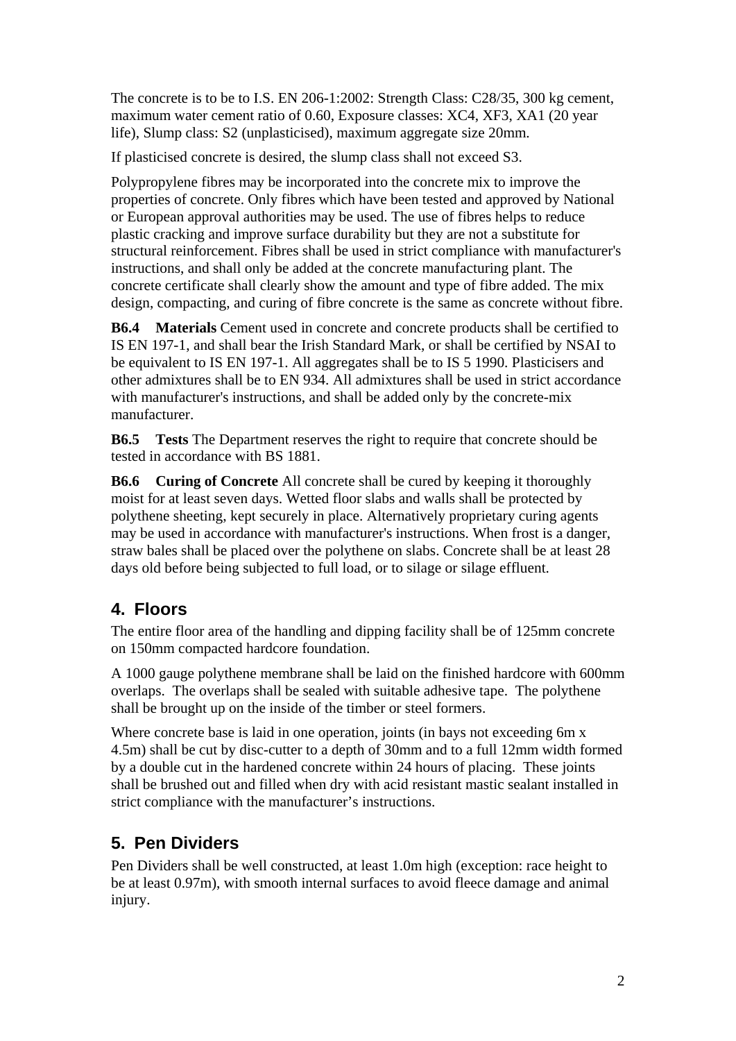The concrete is to be to I.S. EN 206-1:2002: Strength Class: C28/35, 300 kg cement, maximum water cement ratio of 0.60, Exposure classes: XC4, XF3, XA1 (20 year life), Slump class: S2 (unplasticised), maximum aggregate size 20mm.

If plasticised concrete is desired, the slump class shall not exceed S3.

Polypropylene fibres may be incorporated into the concrete mix to improve the properties of concrete. Only fibres which have been tested and approved by National or European approval authorities may be used. The use of fibres helps to reduce plastic cracking and improve surface durability but they are not a substitute for structural reinforcement. Fibres shall be used in strict compliance with manufacturer's instructions, and shall only be added at the concrete manufacturing plant. The concrete certificate shall clearly show the amount and type of fibre added. The mix design, compacting, and curing of fibre concrete is the same as concrete without fibre.

**B6.4 Materials** Cement used in concrete and concrete products shall be certified to IS EN 197-1, and shall bear the Irish Standard Mark, or shall be certified by NSAI to be equivalent to IS EN 197-1. All aggregates shall be to IS 5 1990. Plasticisers and other admixtures shall be to EN 934. All admixtures shall be used in strict accordance with manufacturer's instructions, and shall be added only by the concrete-mix manufacturer.

**B6.5 Tests** The Department reserves the right to require that concrete should be tested in accordance with BS 1881.

**B6.6 Curing of Concrete** All concrete shall be cured by keeping it thoroughly moist for at least seven days. Wetted floor slabs and walls shall be protected by polythene sheeting, kept securely in place. Alternatively proprietary curing agents may be used in accordance with manufacturer's instructions. When frost is a danger, straw bales shall be placed over the polythene on slabs. Concrete shall be at least 28 days old before being subjected to full load, or to silage or silage effluent.

## 4. Floors

The entire floor area of the handling and dipping facility shall be of 125mm concrete on 150mm compacted hardcore foundation.

A 1000 gauge polythene membrane shall be laid on the finished hardcore with 600mm overlaps. The overlaps shall be sealed with suitable adhesive tape. The polythene shall be brought up on the inside of the timber or steel formers.

Where concrete base is laid in one operation, joints (in bays not exceeding 6m x 4.5m) shall be cut by disc-cutter to a depth of 30mm and to a full 12mm width formed by a double cut in the hardened concrete within 24 hours of placing. These joints shall be brushed out and filled when dry with acid resistant mastic sealant installed in strict compliance with the manufacturer's instructions.

## 5. Pen Dividers

Pen Dividers shall be well constructed, at least 1.0m high (exception: race height to be at least 0.97m), with smooth internal surfaces to avoid fleece damage and animal injury.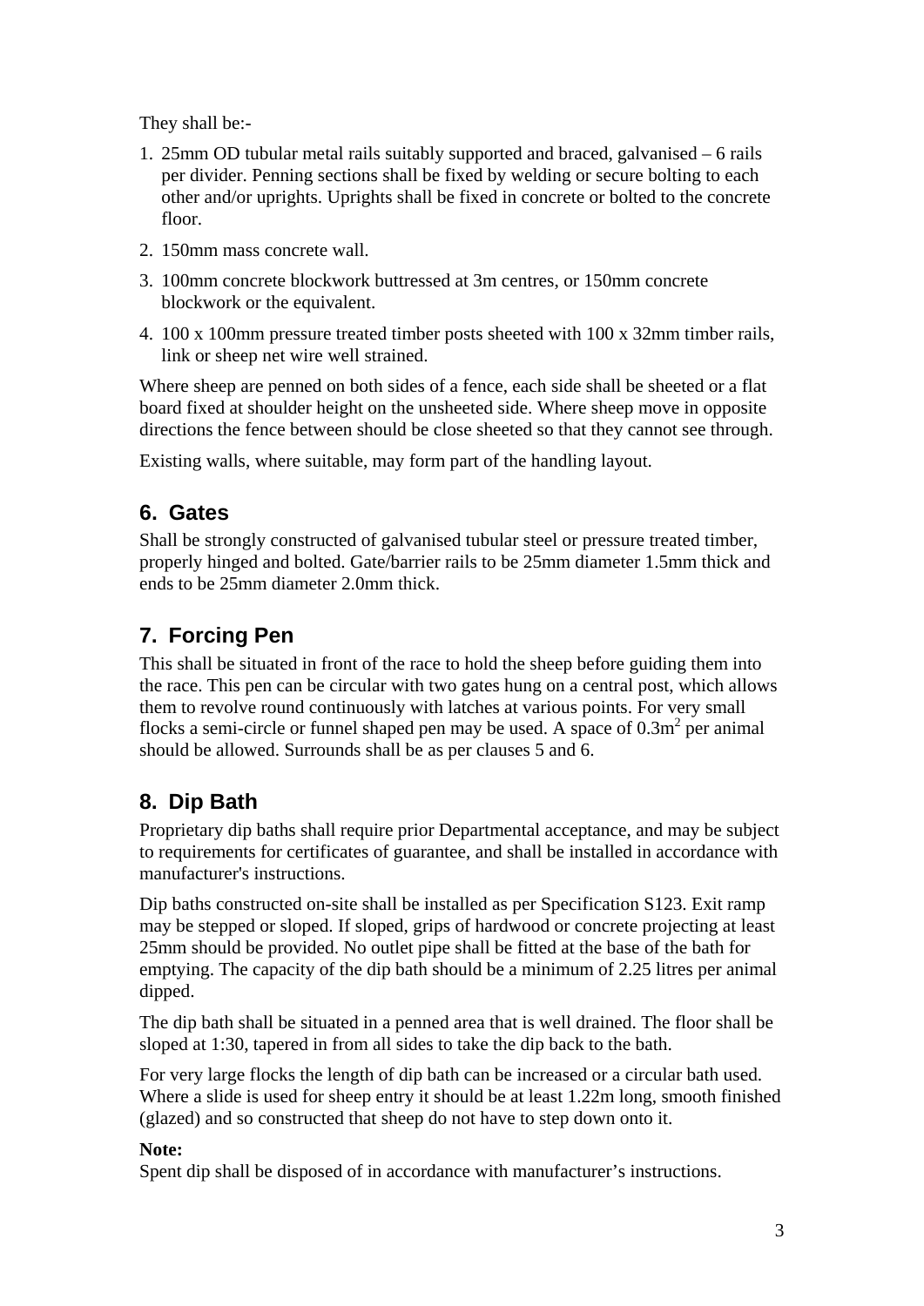They shall be:-

1. 25mm OD tubular metal rails suitably supported and braced, galvanised – 6 rails per divider. Penning sections shall be fixed by welding or secure bolting to each other and/or uprights. Uprights shall be fixed in concrete or bolted to the concrete floor.

2. 150mm mass concrete wall.

3. 100mm concrete blockwork buttressed at 3m centres, or 150mm concrete blockwork or the equivalent.

4. 100 x 100mm pressure treated timber posts sheeted with 100 x 32mm timber rails, link or sheep net wire well strained.

Where sheep are penned on both sides of a fence, each side shall be sheeted or a flat board fixed at shoulder height on the unsheeted side. Where sheep move in opposite directions the fence between should be close sheeted so that they cannot see through.

Existing walls, where suitable, may form part of the handling layout.

## 6. Gates

Shall be strongly constructed of galvanised tubular steel or pressure treated timber, properly hinged and bolted. Gate/barrier rails to be 25mm diameter 1.5mm thick and ends to be 25mm diameter 2.0mm thick.

## 7. Forcing Pen

This shall be situated in front of the race to hold the sheep before guiding them into the race. This pen can be circular with two gates hung on a central post, which allows them to revolve round continuously with latches at various points. For very small flocks a semi-circle or funnel shaped pen may be used. A space of $0.3m^2$ per animal should be allowed. Surrounds shall be as per clauses 5 and 6.

## 8. Dip Bath

Proprietary dip baths shall require prior Departmental acceptance, and may be subject to requirements for certificates of guarantee, and shall be installed in accordance with manufacturer's instructions.

Dip baths constructed on-site shall be installed as per Specification S123. Exit ramp may be stepped or sloped. If sloped, grips of hardwood or concrete projecting at least 25mm should be provided. No outlet pipe shall be fitted at the base of the bath for emptying. The capacity of the dip bath should be a minimum of 2.25 litres per animal dipped.

The dip bath shall be situated in a penned area that is well drained. The floor shall be sloped at 1:30, tapered in from all sides to take the dip back to the bath.

For very large flocks the length of dip bath can be increased or a circular bath used. Where a slide is used for sheep entry it should be at least 1.22m long, smooth finished (glazed) and so constructed that sheep do not have to step down onto it.

**Note:**
Spent dip shall be disposed of in accordance with manufacturer's instructions.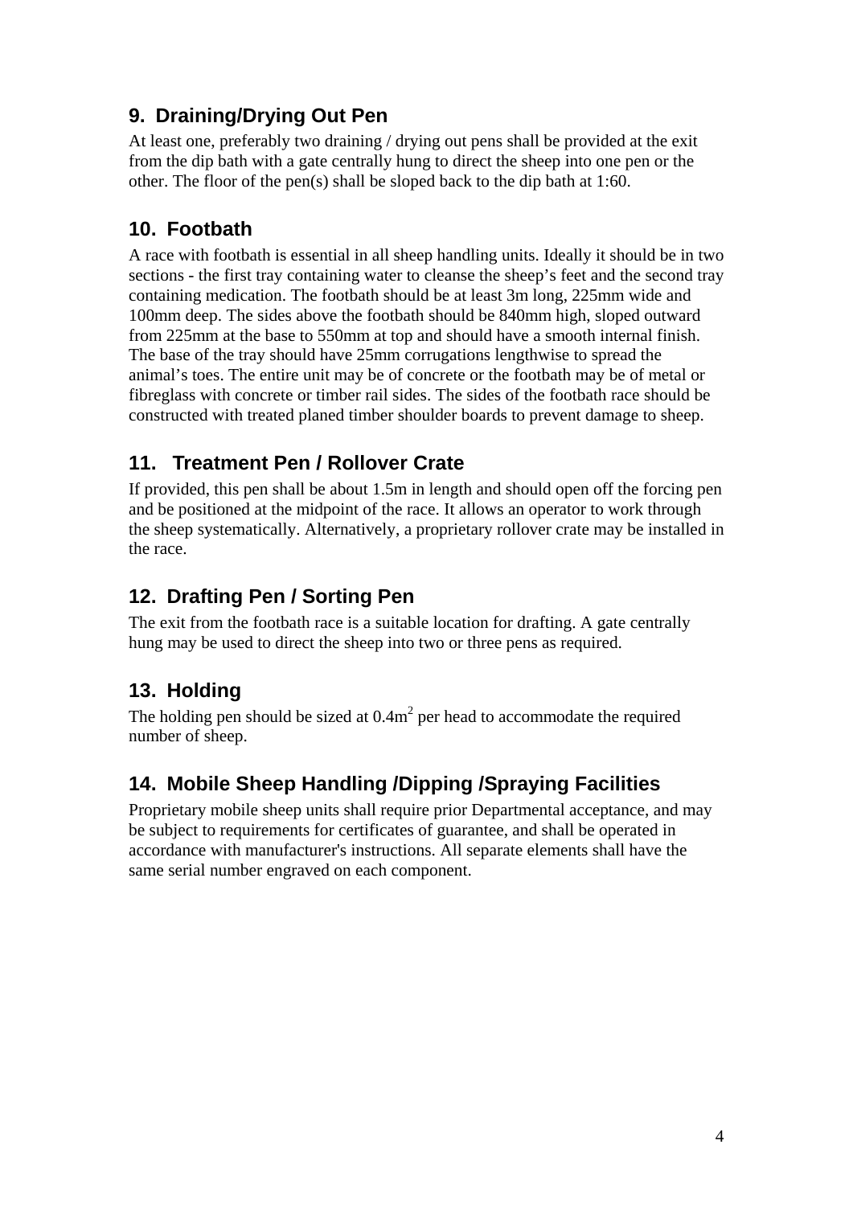## 9. Draining/Drying Out Pen

At least one, preferably two draining / drying out pens shall be provided at the exit from the dip bath with a gate centrally hung to direct the sheep into one pen or the other. The floor of the pen(s) shall be sloped back to the dip bath at 1:60.

## 10. Footbath

A race with footbath is essential in all sheep handling units. Ideally it should be in two sections - the first tray containing water to cleanse the sheep's feet and the second tray containing medication. The footbath should be at least 3m long, 225mm wide and 100mm deep. The sides above the footbath should be 840mm high, sloped outward from 225mm at the base to 550mm at top and should have a smooth internal finish. The base of the tray should have 25mm corrugations lengthwise to spread the animal's toes. The entire unit may be of concrete or the footbath may be of metal or fibreglass with concrete or timber rail sides. The sides of the footbath race should be constructed with treated planed timber shoulder boards to prevent damage to sheep.

## 11. Treatment Pen / Rollover Crate

If provided, this pen shall be about 1.5m in length and should open off the forcing pen and be positioned at the midpoint of the race. It allows an operator to work through the sheep systematically. Alternatively, a proprietary rollover crate may be installed in the race.

## 12. Drafting Pen / Sorting Pen

The exit from the footbath race is a suitable location for drafting. A gate centrally hung may be used to direct the sheep into two or three pens as required.

## 13. Holding

The holding pen should be sized at $0.4m^2$ per head to accommodate the required number of sheep.

## 14. Mobile Sheep Handling /Dipping /Spraying Facilities

Proprietary mobile sheep units shall require prior Departmental acceptance, and may be subject to requirements for certificates of guarantee, and shall be operated in accordance with manufacturer's instructions. All separate elements shall have the same serial number engraved on each component.